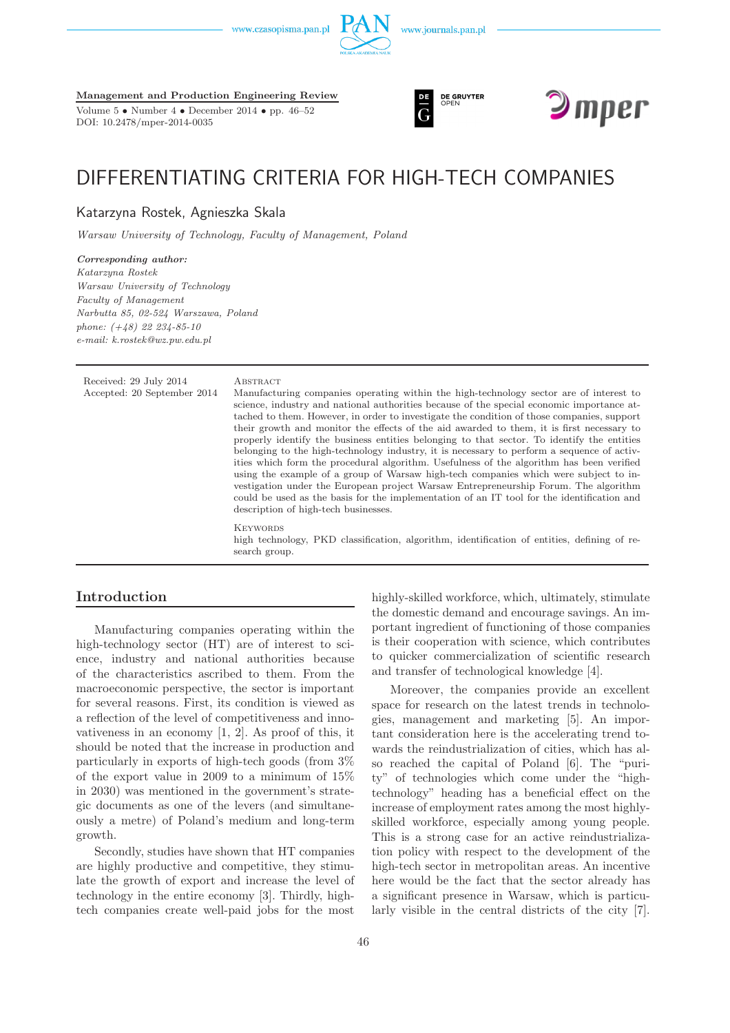**Management and Production Engineering Review**

Volume 5 • Number 4 • December 2014 • pp. 46–52

DOI: 10.2478/mper-2014-0035

# DIFFERENTIATING CRITERIA FOR HIGH-TECH COMPANIES

Katarzyna Rostek, Agnieszka Skala

*Warsaw University of Technology, Faculty of Management, Poland*

***Corresponding author:***
*Katarzyna Rostek*
*Warsaw University of Technology*
*Faculty of Management*
*Narbutta 85, 02-524 Warszawa, Poland*
*phone: (+48) 22 234-85-10*
*e-mail: k.rostek@wz.pw.edu.pl*

Received: 29 July 2014
Accepted: 20 September 2014

Abstract

Manufacturing companies operating within the high-technology sector are of interest to science, industry and national authorities because of the special economic importance attached to them. However, in order to investigate the condition of those companies, support their growth and monitor the effects of the aid awarded to them, it is first necessary to properly identify the business entities belonging to that sector. To identify the entities belonging to the high-technology industry, it is necessary to perform a sequence of activities which form the procedural algorithm. Usefulness of the algorithm has been verified using the example of a group of Warsaw high-tech companies which were subject to investigation under the European project Warsaw Entrepreneurship Forum. The algorithm could be used as the basis for the implementation of an IT tool for the identification and description of high-tech businesses.

Keywords

high technology, PKD classification, algorithm, identification of entities, defining of research group.

## Introduction

Manufacturing companies operating within the high-technology sector (HT) are of interest to science, industry and national authorities because of the characteristics ascribed to them. From the macroeconomic perspective, the sector is important for several reasons. First, its condition is viewed as a reflection of the level of competitiveness and innovativeness in an economy [1, 2]. As proof of this, it should be noted that the increase in production and particularly in exports of high-tech goods (from 3% of the export value in 2009 to a minimum of 15% in 2030) was mentioned in the government's strategic documents as one of the levers (and simultaneously a metre) of Poland's medium and long-term growth.

Secondly, studies have shown that HT companies are highly productive and competitive, they stimulate the growth of export and increase the level of technology in the entire economy [3]. Thirdly, high-tech companies create well-paid jobs for the most highly-skilled workforce, which, ultimately, stimulate the domestic demand and encourage savings. An important ingredient of functioning of those companies is their cooperation with science, which contributes to quicker commercialization of scientific research and transfer of technological knowledge [4].

Moreover, the companies provide an excellent space for research on the latest trends in technologies, management and marketing [5]. An important consideration here is the accelerating trend towards the reindustrialization of cities, which has also reached the capital of Poland [6]. The "purity" of technologies which come under the "high-technology" heading has a beneficial effect on the increase of employment rates among the most highly-skilled workforce, especially among young people. This is a strong case for an active reindustrialization policy with respect to the development of the high-tech sector in metropolitan areas. An incentive here would be the fact that the sector already has a significant presence in Warsaw, which is particularly visible in the central districts of the city [7].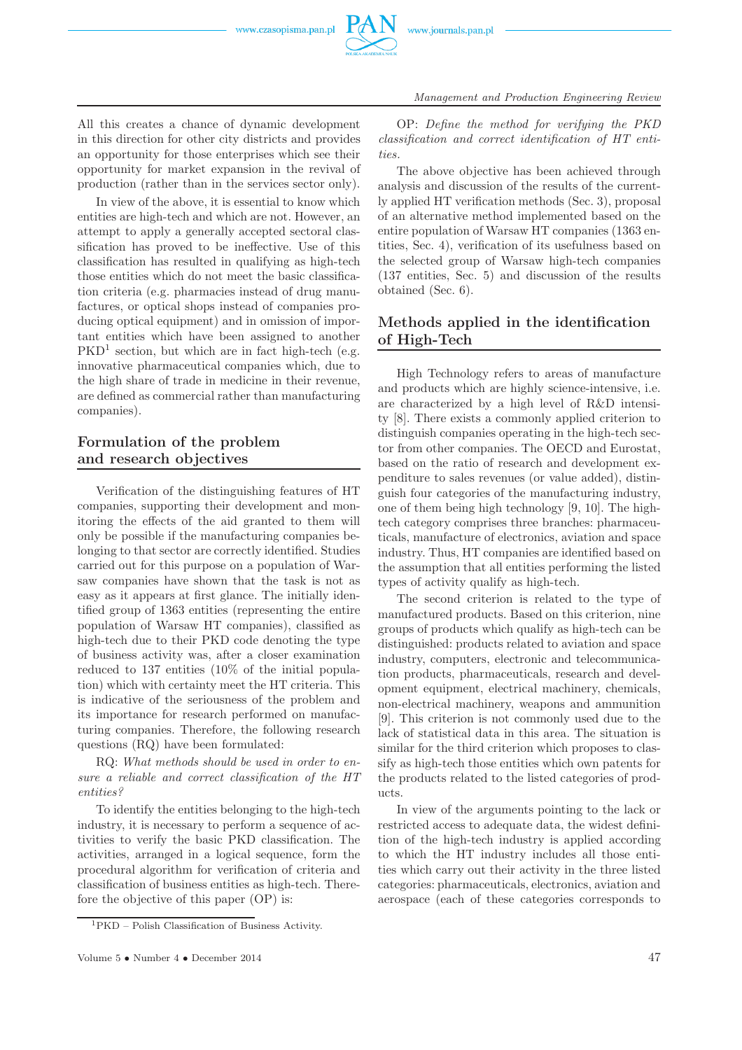All this creates a chance of dynamic development in this direction for other city districts and provides an opportunity for those enterprises which see their opportunity for market expansion in the revival of production (rather than in the services sector only).

In view of the above, it is essential to know which entities are high-tech and which are not. However, an attempt to apply a generally accepted sectoral classification has proved to be ineffective. Use of this classification has resulted in qualifying as high-tech those entities which do not meet the basic classification criteria (e.g. pharmacies instead of drug manufactures, or optical shops instead of companies producing optical equipment) and in omission of important entities which have been assigned to another PKD[1] section, but which are in fact high-tech (e.g. innovative pharmaceutical companies which, due to the high share of trade in medicine in their revenue, are defined as commercial rather than manufacturing companies).

## Formulation of the problem and research objectives

Verification of the distinguishing features of HT companies, supporting their development and monitoring the effects of the aid granted to them will only be possible if the manufacturing companies belonging to that sector are correctly identified. Studies carried out for this purpose on a population of Warsaw companies have shown that the task is not as easy as it appears at first glance. The initially identified group of 1363 entities (representing the entire population of Warsaw HT companies), classified as high-tech due to their PKD code denoting the type of business activity was, after a closer examination reduced to 137 entities (10% of the initial population) which with certainty meet the HT criteria. This is indicative of the seriousness of the problem and its importance for research performed on manufacturing companies. Therefore, the following research questions (RQ) have been formulated:

RQ: *What methods should be used in order to ensure a reliable and correct classification of the HT entities?*

To identify the entities belonging to the high-tech industry, it is necessary to perform a sequence of activities to verify the basic PKD classification. The activities, arranged in a logical sequence, form the procedural algorithm for verification of criteria and classification of business entities as high-tech. Therefore the objective of this paper (OP) is:

OP: *Define the method for verifying the PKD classification and correct identification of HT entities.*

The above objective has been achieved through analysis and discussion of the results of the currently applied HT verification methods (Sec. 3), proposal of an alternative method implemented based on the entire population of Warsaw HT companies (1363 entities, Sec. 4), verification of its usefulness based on the selected group of Warsaw high-tech companies (137 entities, Sec. 5) and discussion of the results obtained (Sec. 6).

## Methods applied in the identification of High-Tech

High Technology refers to areas of manufacture and products which are highly science-intensive, i.e. are characterized by a high level of R&D intensity [8]. There exists a commonly applied criterion to distinguish companies operating in the high-tech sector from other companies. The OECD and Eurostat, based on the ratio of research and development expenditure to sales revenues (or value added), distinguish four categories of the manufacturing industry, one of them being high technology [9, 10]. The high-tech category comprises three branches: pharmaceuticals, manufacture of electronics, aviation and space industry. Thus, HT companies are identified based on the assumption that all entities performing the listed types of activity qualify as high-tech.

The second criterion is related to the type of manufactured products. Based on this criterion, nine groups of products which qualify as high-tech can be distinguished: products related to aviation and space industry, computers, electronic and telecommunication products, pharmaceuticals, research and development equipment, electrical machinery, chemicals, non-electrical machinery, weapons and ammunition [9]. This criterion is not commonly used due to the lack of statistical data in this area. The situation is similar for the third criterion which proposes to classify as high-tech those entities which own patents for the products related to the listed categories of products.

In view of the arguments pointing to the lack or restricted access to adequate data, the widest definition of the high-tech industry is applied according to which the HT industry includes all those entities which carry out their activity in the three listed categories: pharmaceuticals, electronics, aviation and aerospace (each of these categories corresponds to

[1] PKD – Polish Classification of Business Activity.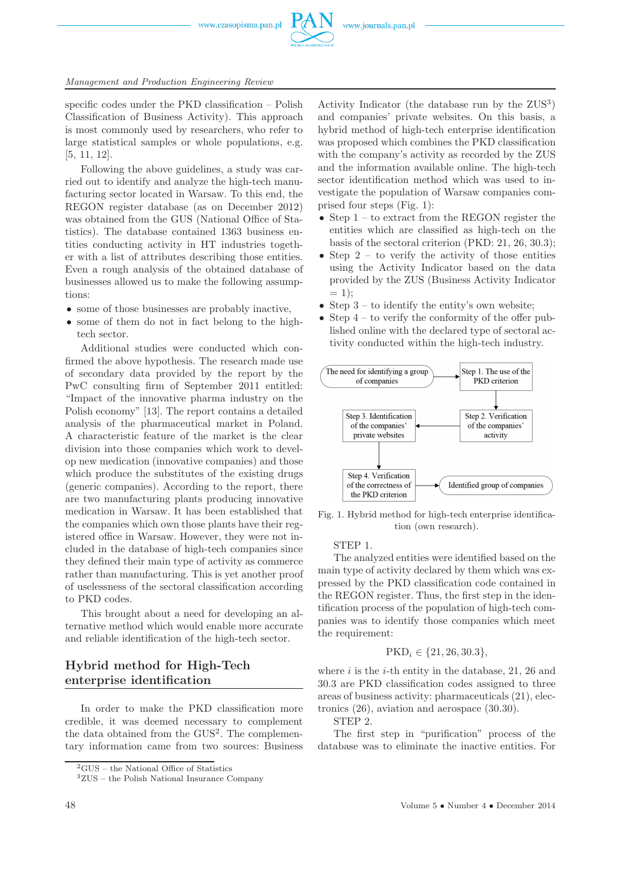specific codes under the PKD classification – Polish Classification of Business Activity). This approach is most commonly used by researchers, who refer to large statistical samples or whole populations, e.g. [5, 11, 12].

Following the above guidelines, a study was carried out to identify and analyze the high-tech manufacturing sector located in Warsaw. To this end, the REGON register database (as on December 2012) was obtained from the GUS (National Office of Statistics). The database contained 1363 business entities conducting activity in HT industries together with a list of attributes describing those entities. Even a rough analysis of the obtained database of businesses allowed us to make the following assumptions:

- some of those businesses are probably inactive,
- some of them do not in fact belong to the high-tech sector.

Additional studies were conducted which confirmed the above hypothesis. The research made use of secondary data provided by the report by the PwC consulting firm of September 2011 entitled: "Impact of the innovative pharma industry on the Polish economy" [13]. The report contains a detailed analysis of the pharmaceutical market in Poland. A characteristic feature of the market is the clear division into those companies which work to develop new medication (innovative companies) and those which produce the substitutes of the existing drugs (generic companies). According to the report, there are two manufacturing plants producing innovative medication in Warsaw. It has been established that the companies which own those plants have their registered office in Warsaw. However, they were not included in the database of high-tech companies since they defined their main type of activity as commerce rather than manufacturing. This is yet another proof of uselessness of the sectoral classification according to PKD codes.

This brought about a need for developing an alternative method which would enable more accurate and reliable identification of the high-tech sector.

## Hybrid method for High-Tech enterprise identification

In order to make the PKD classification more credible, it was deemed necessary to complement the data obtained from the GUS[2]. The complementary information came from two sources: Business Activity Indicator (the database run by the ZUS[3]) and companies' private websites. On this basis, a hybrid method of high-tech enterprise identification was proposed which combines the PKD classification with the company's activity as recorded by the ZUS and the information available online. The high-tech sector identification method which was used to investigate the population of Warsaw companies comprised four steps (Fig. 1):

- Step 1 – to extract from the REGON register the entities which are classified as high-tech on the basis of the sectoral criterion (PKD: 21, 26, 30.3);
- Step 2 – to verify the activity of those entities using the Activity Indicator based on the data provided by the ZUS (Business Activity Indicator = 1);
- Step 3 – to identify the entity's own website;
- Step 4 – to verify the conformity of the offer published online with the declared type of sectoral activity conducted within the high-tech industry.

The need for identifying a group of companies → Step 1. The use of the PKD criterion → Step 2. Verification of the companies' activity → Step 3. Identification of the companies' private websites → Step 4. Verification of the correctness of the PKD criterion → Identified group of companies

Fig. 1. Hybrid method for high-tech enterprise identification (own research).

STEP 1.

The analyzed entities were identified based on the main type of activity declared by them which was expressed by the PKD classification code contained in the REGON register. Thus, the first step in the identification process of the population of high-tech companies was to identify those companies which meet the requirement:

$$\mathrm{PKD}_i \in \{21, 26, 30.3\},$$

where $i$ is the $i$-th entity in the database, 21, 26 and 30.3 are PKD classification codes assigned to three areas of business activity: pharmaceuticals (21), electronics (26), aviation and aerospace (30.30).

STEP 2.

The first step in "purification" process of the database was to eliminate the inactive entities. For

[2] GUS – the National Office of Statistics
[3] ZUS – the Polish National Insurance Company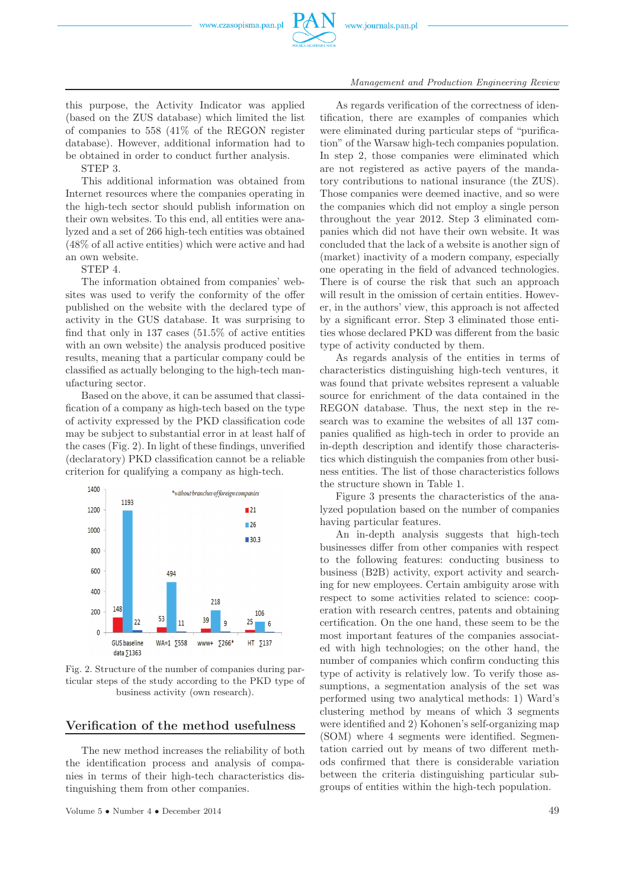this purpose, the Activity Indicator was applied (based on the ZUS database) which limited the list of companies to 558 (41% of the REGON register database). However, additional information had to be obtained in order to conduct further analysis.

STEP 3.

This additional information was obtained from Internet resources where the companies operating in the high-tech sector should publish information on their own websites. To this end, all entities were analyzed and a set of 266 high-tech entities was obtained (48% of all active entities) which were active and had an own website.

STEP 4.

The information obtained from companies' websites was used to verify the conformity of the offer published on the website with the declared type of activity in the GUS database. It was surprising to find that only in 137 cases (51.5% of active entities with an own website) the analysis produced positive results, meaning that a particular company could be classified as actually belonging to the high-tech manufacturing sector.

Based on the above, it can be assumed that classification of a company as high-tech based on the type of activity expressed by the PKD classification code may be subject to substantial error in at least half of the cases (Fig. 2). In light of these findings, unverified (declaratory) PKD classification cannot be a reliable criterion for qualifying a company as high-tech.

Fig. 2. Structure of the number of companies during particular steps of the study according to the PKD type of business activity (own research).

## Verification of the method usefulness

The new method increases the reliability of both the identification process and analysis of companies in terms of their high-tech characteristics distinguishing them from other companies.

As regards verification of the correctness of identification, there are examples of companies which were eliminated during particular steps of "purification" of the Warsaw high-tech companies population. In step 2, those companies were eliminated which are not registered as active payers of the mandatory contributions to national insurance (the ZUS). Those companies were deemed inactive, and so were the companies which did not employ a single person throughout the year 2012. Step 3 eliminated companies which did not have their own website. It was concluded that the lack of a website is another sign of (market) inactivity of a modern company, especially one operating in the field of advanced technologies. There is of course the risk that such an approach will result in the omission of certain entities. However, in the authors' view, this approach is not affected by a significant error. Step 3 eliminated those entities whose declared PKD was different from the basic type of activity conducted by them.

As regards analysis of the entities in terms of characteristics distinguishing high-tech ventures, it was found that private websites represent a valuable source for enrichment of the data contained in the REGON database. Thus, the next step in the research was to examine the websites of all 137 companies qualified as high-tech in order to provide an in-depth description and identify those characteristics which distinguish the companies from other business entities. The list of those characteristics follows the structure shown in Table 1.

Figure 3 presents the characteristics of the analyzed population based on the number of companies having particular features.

An in-depth analysis suggests that high-tech businesses differ from other companies with respect to the following features: conducting business to business (B2B) activity, export activity and searching for new employees. Certain ambiguity arose with respect to some activities related to science: cooperation with research centres, patents and obtaining certification. On the one hand, these seem to be the most important features of the companies associated with high technologies; on the other hand, the number of companies which confirm conducting this type of activity is relatively low. To verify those assumptions, a segmentation analysis of the set was performed using two analytical methods: 1) Ward's clustering method by means of which 3 segments were identified and 2) Kohonen's self-organizing map (SOM) where 4 segments were identified. Segmentation carried out by means of two different methods confirmed that there is considerable variation between the criteria distinguishing particular subgroups of entities within the high-tech population.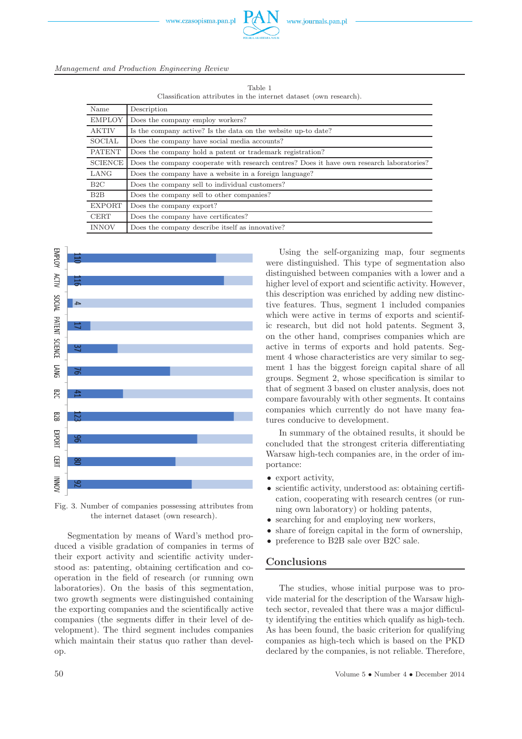Table 1
Classification attributes in the internet dataset (own research).

| Name | Description |
|---|---|
| EMPLOY | Does the company employ workers? |
| AKTIV | Is the company active? Is the data on the website up-to date? |
| SOCIAL | Does the company have social media accounts? |
| PATENT | Does the company hold a patent or trademark registration? |
| SCIENCE | Does the company cooperate with research centres? Does it have own research laboratories? |
| LANG | Does the company have a website in a foreign language? |
| B2C | Does the company sell to individual customers? |
| B2B | Does the company sell to other companies? |
| EXPORT | Does the company export? |
| CERT | Does the company have certificates? |
| INNOV | Does the company describe itself as innovative? |

| Attribute | Number of companies |
|---|---|
| EMPLOY | 110 |
| ACTIV | 116 |
| SOCIAL | 4 |
| PATENT | 17 |
| SCIENCE | 37 |
| LANG | 76 |
| B2C | 41 |
| B2B | 123 |
| EXPORT | 96 |
| CERT | 80 |
| INNOV | 92 |

Fig. 3. Number of companies possessing attributes from the internet dataset (own research).

Segmentation by means of Ward's method produced a visible gradation of companies in terms of their export activity and scientific activity understood as: patenting, obtaining certification and cooperation in the field of research (or running own laboratories). On the basis of this segmentation, two growth segments were distinguished containing the exporting companies and the scientifically active companies (the segments differ in their level of development). The third segment includes companies which maintain their status quo rather than develop.

Using the self-organizing map, four segments were distinguished. This type of segmentation also distinguished between companies with a lower and a higher level of export and scientific activity. However, this description was enriched by adding new distinctive features. Thus, segment 1 included companies which were active in terms of exports and scientific research, but did not hold patents. Segment 3, on the other hand, comprises companies which are active in terms of exports and hold patents. Segment 4 whose characteristics are very similar to segment 1 has the biggest foreign capital share of all groups. Segment 2, whose specification is similar to that of segment 3 based on cluster analysis, does not compare favourably with other segments. It contains companies which currently do not have many features conducive to development.

In summary of the obtained results, it should be concluded that the strongest criteria differentiating Warsaw high-tech companies are, in the order of importance:

- export activity,
- scientific activity, understood as: obtaining certification, cooperating with research centres (or running own laboratory) or holding patents,
- searching for and employing new workers,
- share of foreign capital in the form of ownership,
- preference to B2B sale over B2C sale.

## Conclusions

The studies, whose initial purpose was to provide material for the description of the Warsaw high-tech sector, revealed that there was a major difficulty identifying the entities which qualify as high-tech. As has been found, the basic criterion for qualifying companies as high-tech which is based on the PKD declared by the companies, is not reliable. Therefore,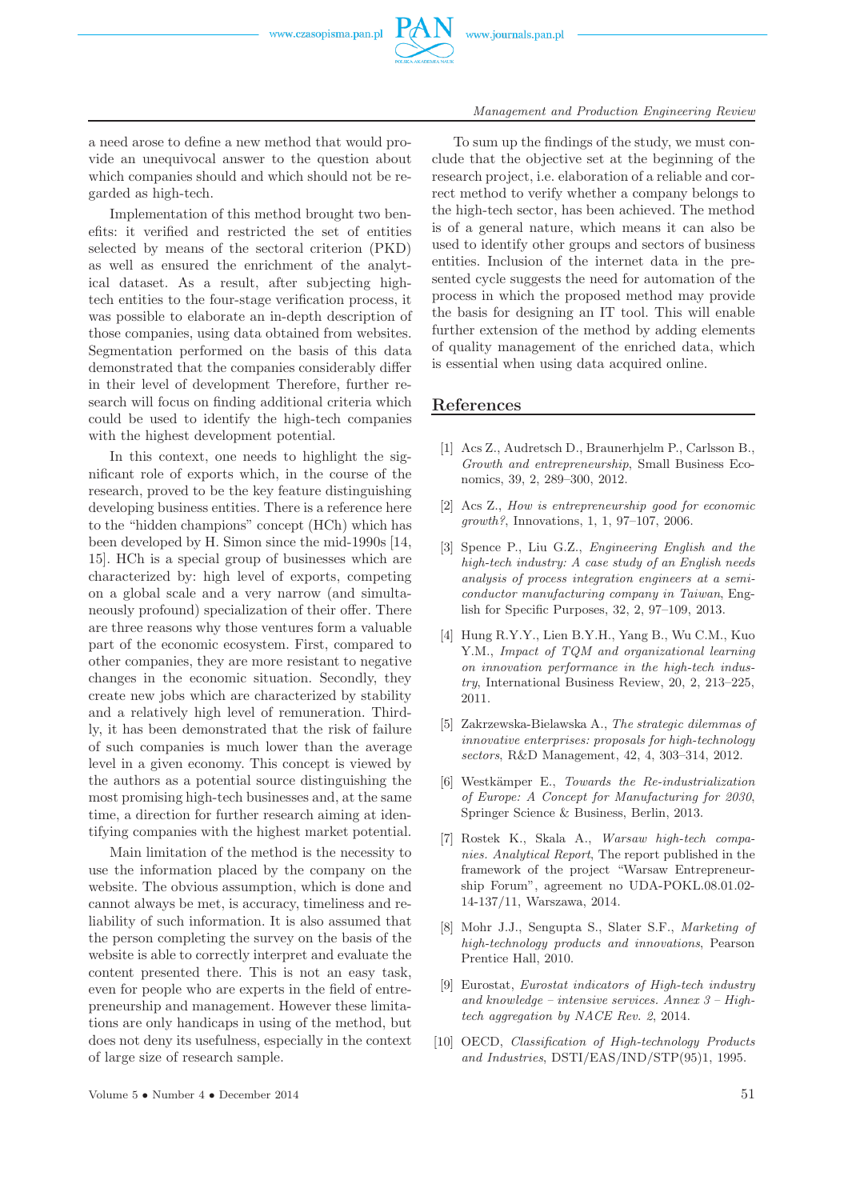a need arose to define a new method that would provide an unequivocal answer to the question about which companies should and which should not be regarded as high-tech.

Implementation of this method brought two benefits: it verified and restricted the set of entities selected by means of the sectoral criterion (PKD) as well as ensured the enrichment of the analytical dataset. As a result, after subjecting high-tech entities to the four-stage verification process, it was possible to elaborate an in-depth description of those companies, using data obtained from websites. Segmentation performed on the basis of this data demonstrated that the companies considerably differ in their level of development Therefore, further research will focus on finding additional criteria which could be used to identify the high-tech companies with the highest development potential.

In this context, one needs to highlight the significant role of exports which, in the course of the research, proved to be the key feature distinguishing developing business entities. There is a reference here to the "hidden champions" concept (HCh) which has been developed by H. Simon since the mid-1990s [14, 15]. HCh is a special group of businesses which are characterized by: high level of exports, competing on a global scale and a very narrow (and simultaneously profound) specialization of their offer. There are three reasons why those ventures form a valuable part of the economic ecosystem. First, compared to other companies, they are more resistant to negative changes in the economic situation. Secondly, they create new jobs which are characterized by stability and a relatively high level of remuneration. Thirdly, it has been demonstrated that the risk of failure of such companies is much lower than the average level in a given economy. This concept is viewed by the authors as a potential source distinguishing the most promising high-tech businesses and, at the same time, a direction for further research aiming at identifying companies with the highest market potential.

Main limitation of the method is the necessity to use the information placed by the company on the website. The obvious assumption, which is done and cannot always be met, is accuracy, timeliness and reliability of such information. It is also assumed that the person completing the survey on the basis of the website is able to correctly interpret and evaluate the content presented there. This is not an easy task, even for people who are experts in the field of entrepreneurship and management. However these limitations are only handicaps in using of the method, but does not deny its usefulness, especially in the context of large size of research sample.

To sum up the findings of the study, we must conclude that the objective set at the beginning of the research project, i.e. elaboration of a reliable and correct method to verify whether a company belongs to the high-tech sector, has been achieved. The method is of a general nature, which means it can also be used to identify other groups and sectors of business entities. Inclusion of the internet data in the presented cycle suggests the need for automation of the process in which the proposed method may provide the basis for designing an IT tool. This will enable further extension of the method by adding elements of quality management of the enriched data, which is essential when using data acquired online.

## References

[1] Acs Z., Audretsch D., Braunerhjelm P., Carlsson B., *Growth and entrepreneurship*, Small Business Economics, 39, 2, 289–300, 2012.

[2] Acs Z., *How is entrepreneurship good for economic growth?*, Innovations, 1, 1, 97–107, 2006.

[3] Spence P., Liu G.Z., *Engineering English and the high-tech industry: A case study of an English needs analysis of process integration engineers at a semiconductor manufacturing company in Taiwan*, English for Specific Purposes, 32, 2, 97–109, 2013.

[4] Hung R.Y.Y., Lien B.Y.H., Yang B., Wu C.M., Kuo Y.M., *Impact of TQM and organizational learning on innovation performance in the high-tech industry*, International Business Review, 20, 2, 213–225, 2011.

[5] Zakrzewska-Bielawska A., *The strategic dilemmas of innovative enterprises: proposals for high-technology sectors*, R&D Management, 42, 4, 303–314, 2012.

[6] Westkämper E., *Towards the Re-industrialization of Europe: A Concept for Manufacturing for 2030*, Springer Science & Business, Berlin, 2013.

[7] Rostek K., Skala A., *Warsaw high-tech companies. Analytical Report*, The report published in the framework of the project "Warsaw Entrepreneurship Forum", agreement no UDA-POKL.08.01.02-14-137/11, Warszawa, 2014.

[8] Mohr J.J., Sengupta S., Slater S.F., *Marketing of high-technology products and innovations*, Pearson Prentice Hall, 2010.

[9] Eurostat, *Eurostat indicators of High-tech industry and knowledge – intensive services. Annex 3 – High-tech aggregation by NACE Rev. 2*, 2014.

[10] OECD, *Classification of High-technology Products and Industries*, DSTI/EAS/IND/STP(95)1, 1995.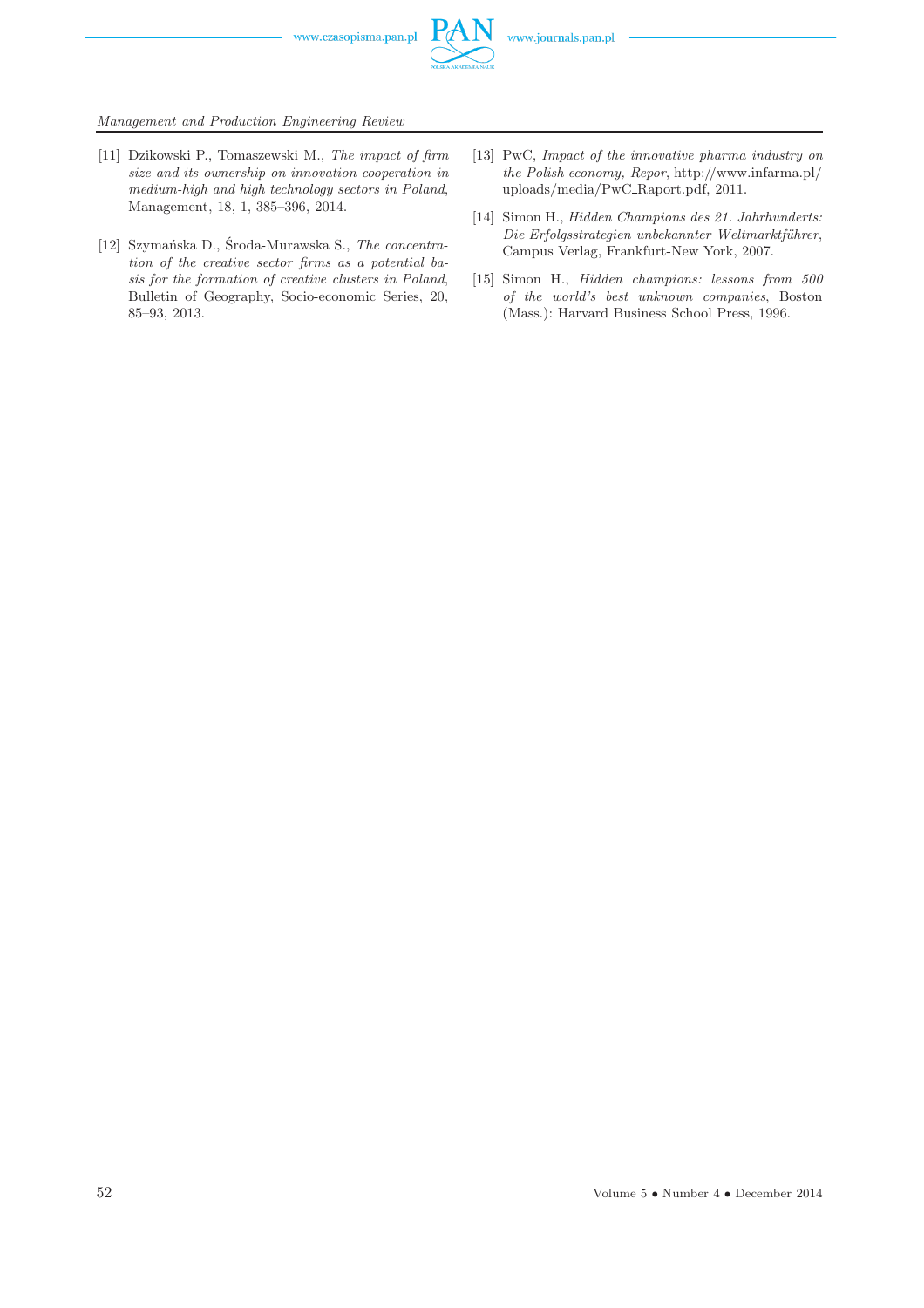[11] Dzikowski P., Tomaszewski M., *The impact of firm size and its ownership on innovation cooperation in medium-high and high technology sectors in Poland*, Management, 18, 1, 385–396, 2014.

[12] Szymańska D., Środa-Murawska S., *The concentration of the creative sector firms as a potential basis for the formation of creative clusters in Poland*, Bulletin of Geography, Socio-economic Series, 20, 85–93, 2013.

[13] PwC, *Impact of the innovative pharma industry on the Polish economy, Repor*, http://www.infarma.pl/uploads/media/PwC_Raport.pdf, 2011.

[14] Simon H., *Hidden Champions des 21. Jahrhunderts: Die Erfolgsstrategien unbekannter Weltmarktführer*, Campus Verlag, Frankfurt-New York, 2007.

[15] Simon H., *Hidden champions: lessons from 500 of the world's best unknown companies*, Boston (Mass.): Harvard Business School Press, 1996.